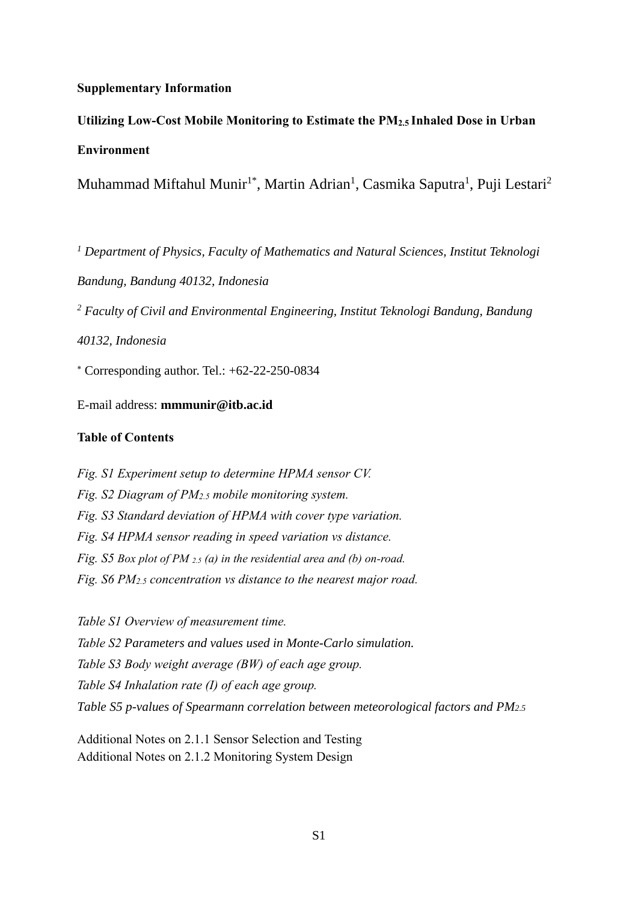**Supplementary Information**

# Utilizing Low-Cost Mobile Monitoring to Estimate the $PM_{2.5}$ Inhaled Dose in Urban Environment

Muhammad Miftahul Munir[1*], Martin Adrian[1], Casmika Saputra[1], Puji Lestari[2]

[1] *Department of Physics, Faculty of Mathematics and Natural Sciences, Institut Teknologi Bandung, Bandung 40132, Indonesia*

[2] *Faculty of Civil and Environmental Engineering, Institut Teknologi Bandung, Bandung 40132, Indonesia*

[*] Corresponding author. Tel.: +62-22-250-0834

E-mail address: **mmmunir@itb.ac.id**

**Table of Contents**

*Fig. S1 Experiment setup to determine HPMA sensor CV.*
*Fig. S2 Diagram of $PM_{2.5}$ mobile monitoring system.*
*Fig. S3 Standard deviation of HPMA with cover type variation.*
*Fig. S4 HPMA sensor reading in speed variation vs distance.*
*Fig. S5 Box plot of $PM_{2.5}$ (a) in the residential area and (b) on-road.*
*Fig. S6 $PM_{2.5}$ concentration vs distance to the nearest major road.*

*Table S1 Overview of measurement time.*
*Table S2 Parameters and values used in Monte-Carlo simulation.*
*Table S3 Body weight average (BW) of each age group.*
*Table S4 Inhalation rate (I) of each age group.*
*Table S5 p-values of Spearmann correlation between meteorological factors and $PM_{2.5}$*

Additional Notes on 2.1.1 Sensor Selection and Testing
Additional Notes on 2.1.2 Monitoring System Design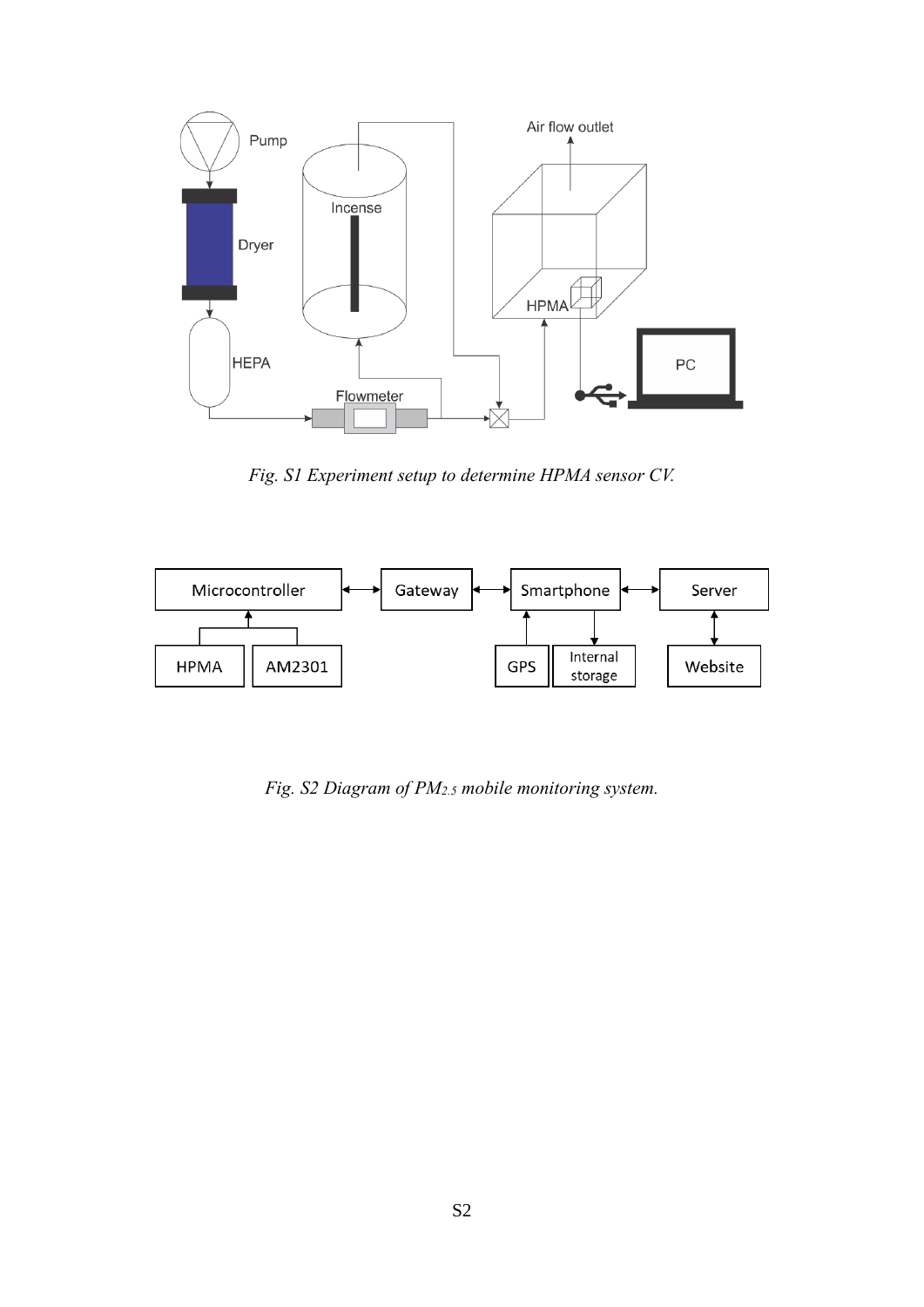*Fig. S1 Experiment setup to determine HPMA sensor CV.*

*Fig. S2 Diagram of $PM_{2.5}$ mobile monitoring system.*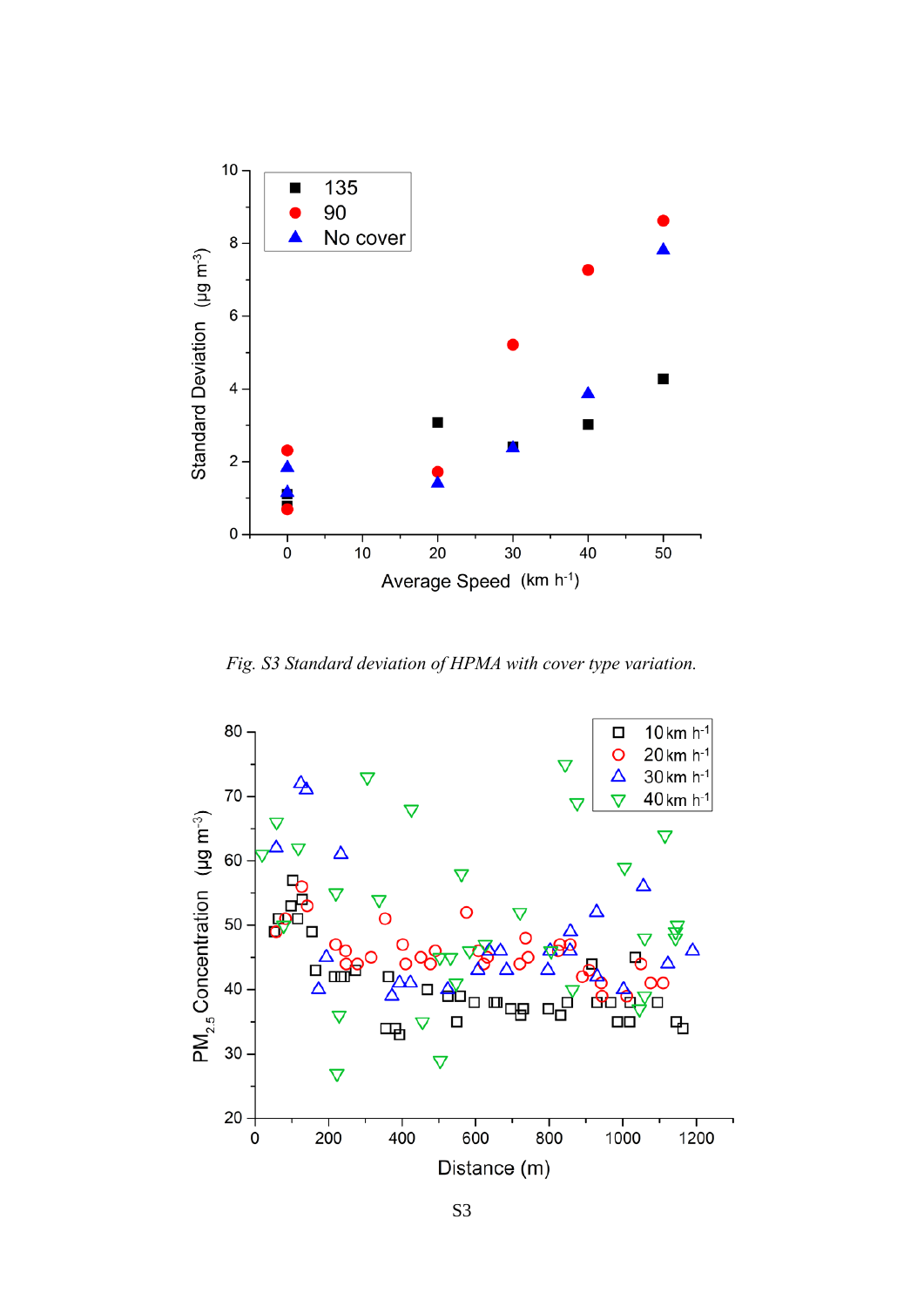*Fig. S3 Standard deviation of HPMA with cover type variation.*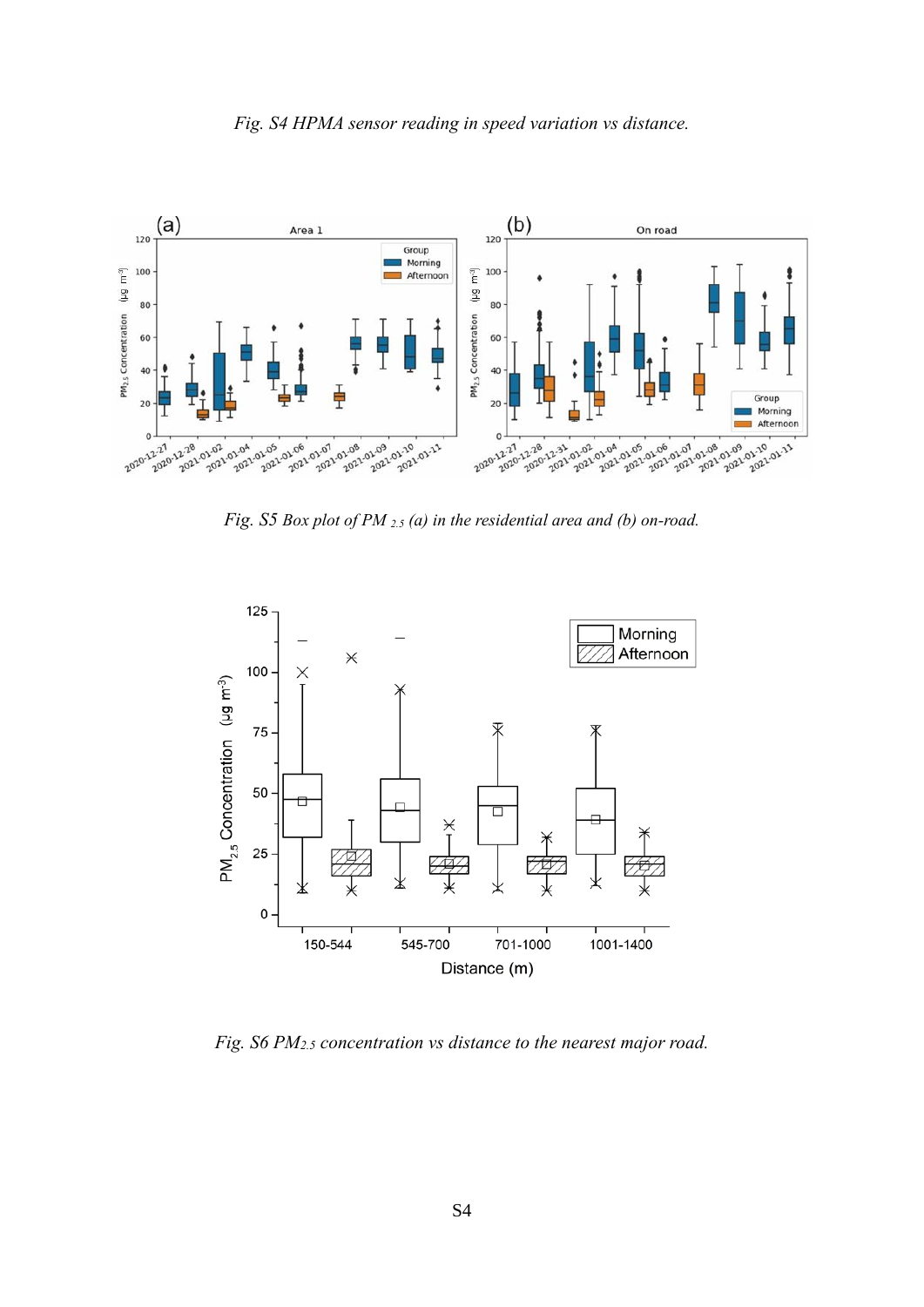*Fig. S4 HPMA sensor reading in speed variation vs distance.*

*Fig. S5 Box plot of $PM_{2.5}$ (a) in the residential area and (b) on-road.*

*Fig. S6 $PM_{2.5}$ concentration vs distance to the nearest major road.*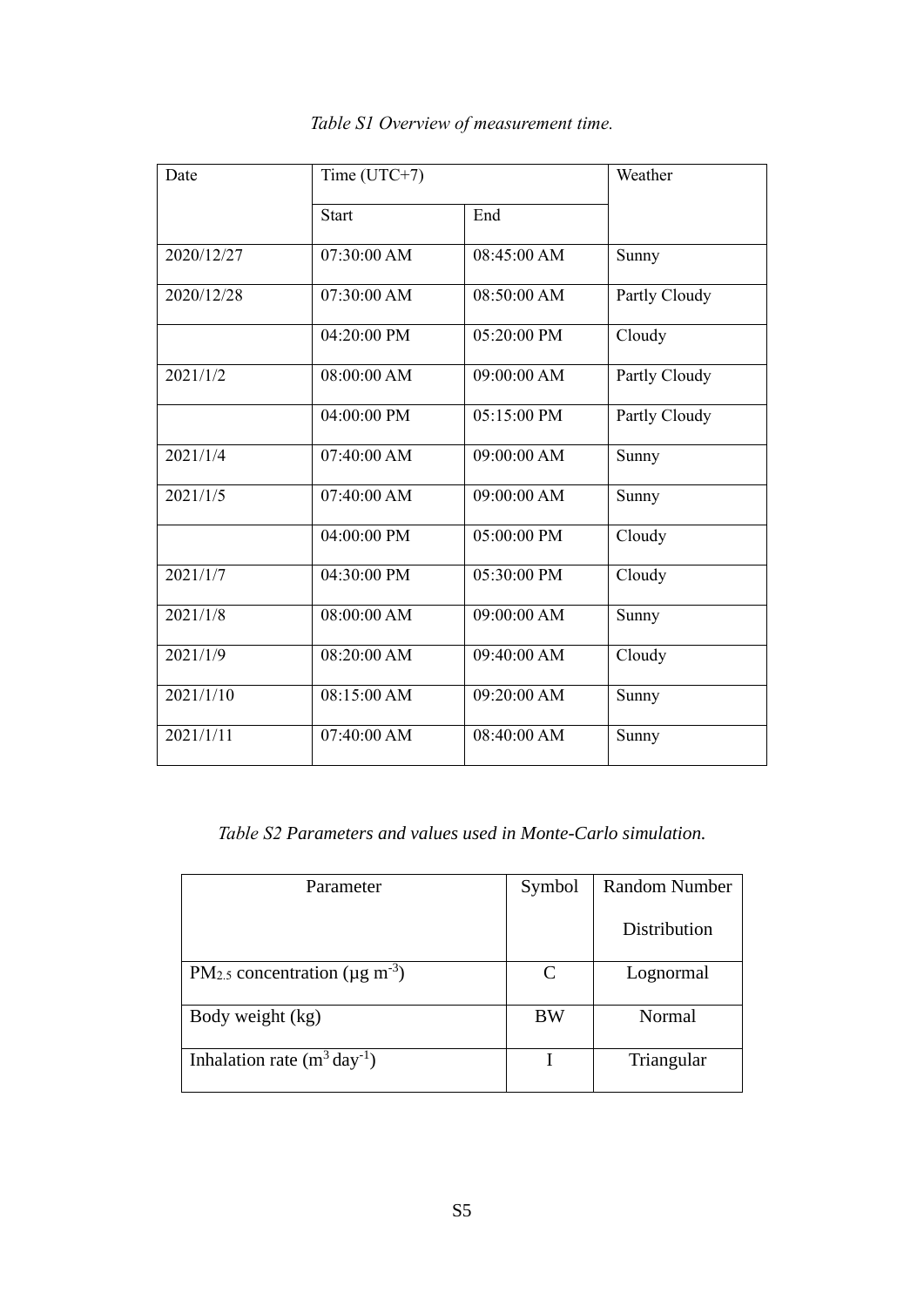*Table S1 Overview of measurement time.*

| Date | Time (UTC+7) | | Weather |
|---|---|---|---|
| | Start | End | |
| 2020/12/27 | 07:30:00 AM | 08:45:00 AM | Sunny |
| 2020/12/28 | 07:30:00 AM | 08:50:00 AM | Partly Cloudy |
| | 04:20:00 PM | 05:20:00 PM | Cloudy |
| 2021/1/2 | 08:00:00 AM | 09:00:00 AM | Partly Cloudy |
| | 04:00:00 PM | 05:15:00 PM | Partly Cloudy |
| 2021/1/4 | 07:40:00 AM | 09:00:00 AM | Sunny |
| 2021/1/5 | 07:40:00 AM | 09:00:00 AM | Sunny |
| | 04:00:00 PM | 05:00:00 PM | Cloudy |
| 2021/1/7 | 04:30:00 PM | 05:30:00 PM | Cloudy |
| 2021/1/8 | 08:00:00 AM | 09:00:00 AM | Sunny |
| 2021/1/9 | 08:20:00 AM | 09:40:00 AM | Cloudy |
| 2021/1/10 | 08:15:00 AM | 09:20:00 AM | Sunny |
| 2021/1/11 | 07:40:00 AM | 08:40:00 AM | Sunny |

*Table S2 Parameters and values used in Monte-Carlo simulation.*

| Parameter | Symbol | Random Number Distribution |
|---|---|---|
| $PM_{2.5}$ concentration ($\mu g\ m^{-3}$) | C | Lognormal |
| Body weight (kg) | BW | Normal |
| Inhalation rate ($m^3\ day^{-1}$) | I | Triangular |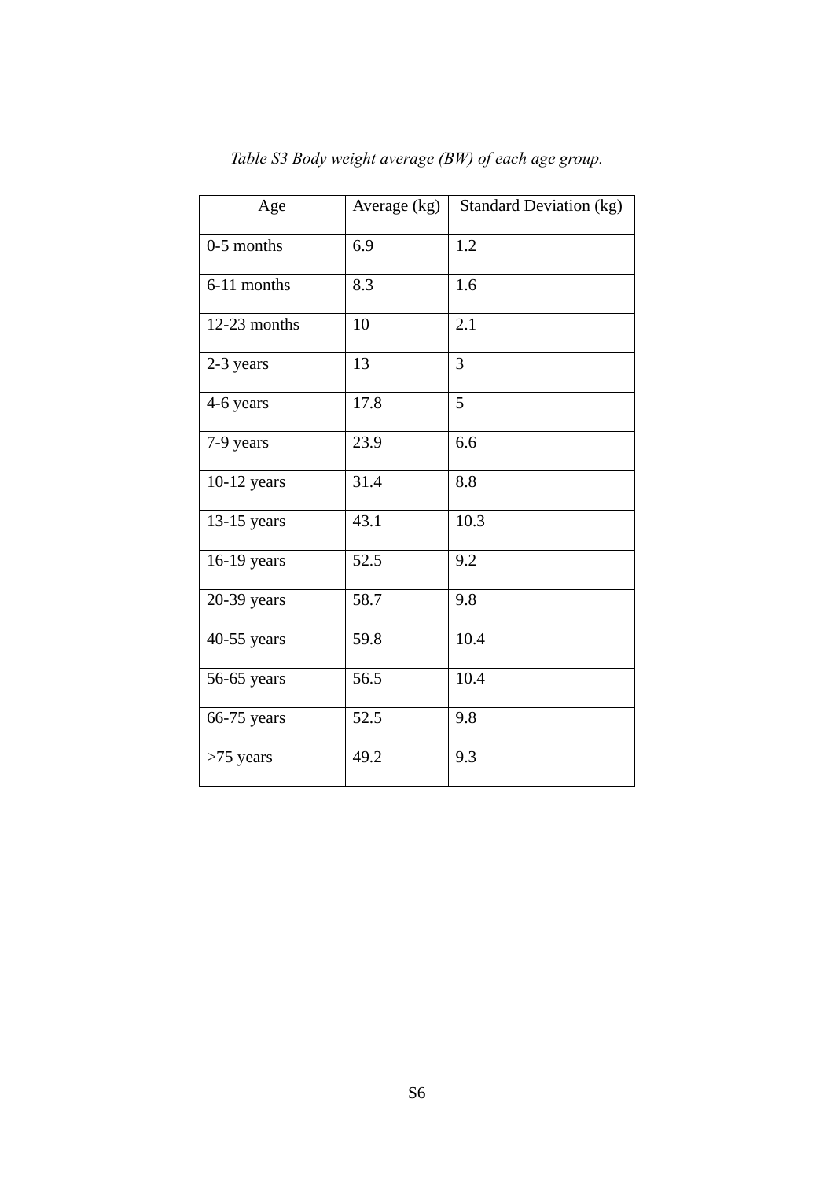*Table S3 Body weight average (BW) of each age group.*

| Age | Average (kg) | Standard Deviation (kg) |
| --- | --- | --- |
| 0-5 months | 6.9 | 1.2 |
| 6-11 months | 8.3 | 1.6 |
| 12-23 months | 10 | 2.1 |
| 2-3 years | 13 | 3 |
| 4-6 years | 17.8 | 5 |
| 7-9 years | 23.9 | 6.6 |
| 10-12 years | 31.4 | 8.8 |
| 13-15 years | 43.1 | 10.3 |
| 16-19 years | 52.5 | 9.2 |
| 20-39 years | 58.7 | 9.8 |
| 40-55 years | 59.8 | 10.4 |
| 56-65 years | 56.5 | 10.4 |
| 66-75 years | 52.5 | 9.8 |
| >75 years | 49.2 | 9.3 |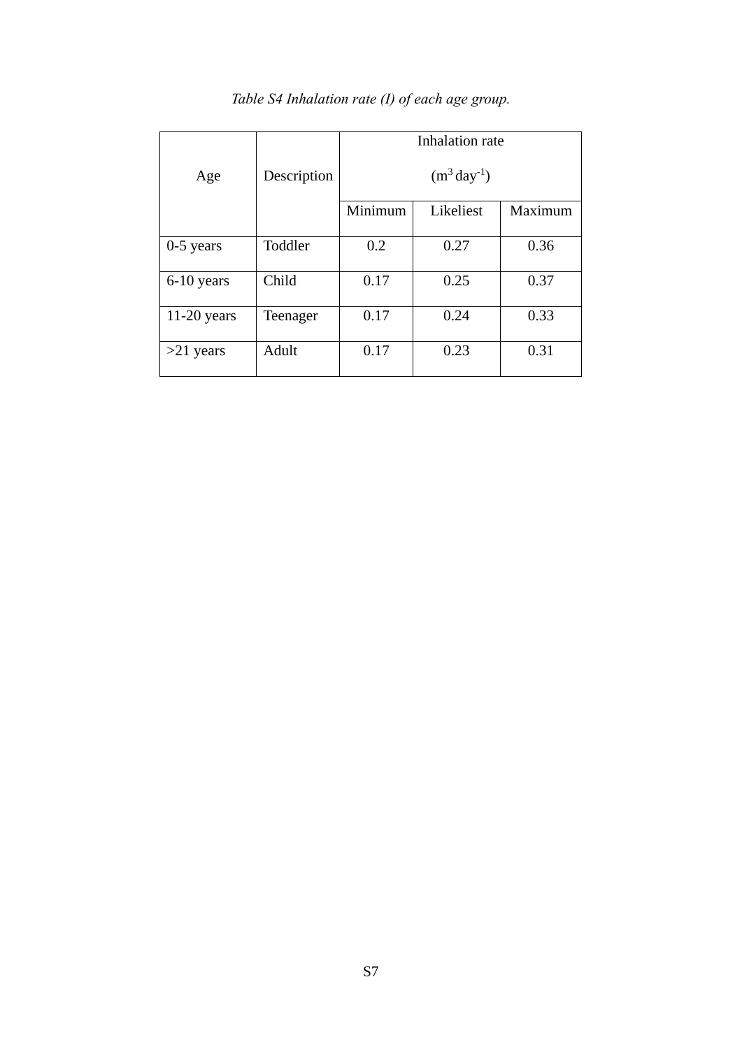*Table S4 Inhalation rate (I) of each age group.*

| Age | Description | Inhalation rate ($m^3$ $day^{-1}$) | | |
|---|---|---|---|---|
| | | Minimum | Likeliest | Maximum |
| 0-5 years | Toddler | 0.2 | 0.27 | 0.36 |
| 6-10 years | Child | 0.17 | 0.25 | 0.37 |
| 11-20 years | Teenager | 0.17 | 0.24 | 0.33 |
| >21 years | Adult | 0.17 | 0.23 | 0.31 |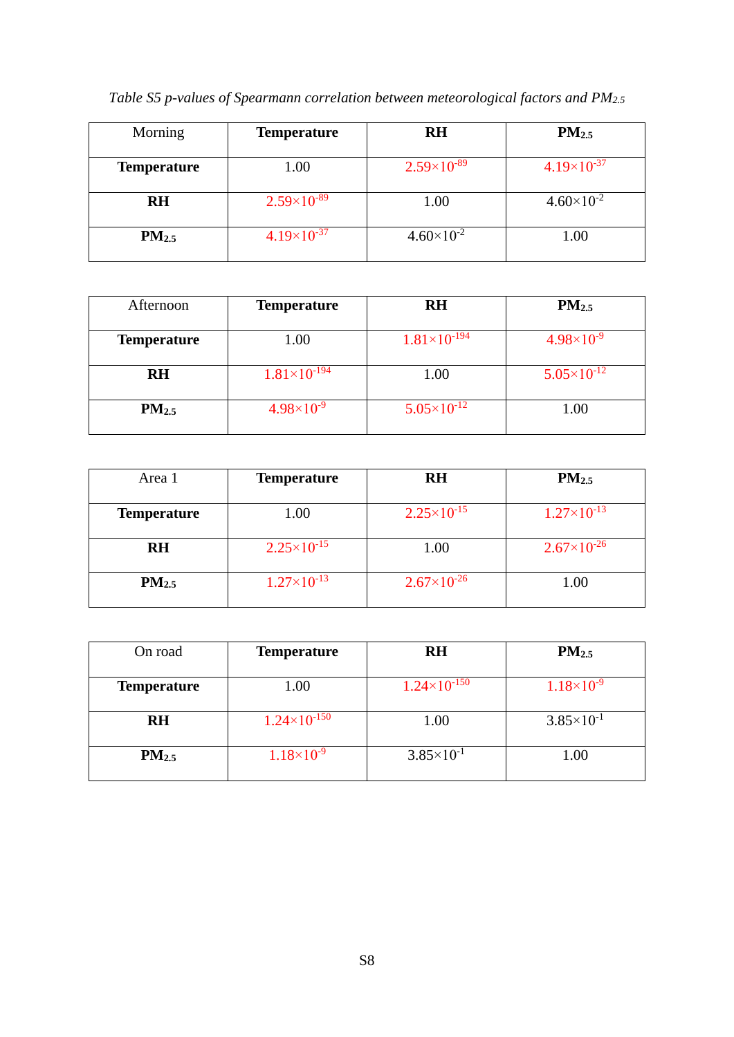*Table S5 p-values of Spearmann correlation between meteorological factors and $PM_{2.5}$*

| Morning | **Temperature** | **RH** | **$PM_{2.5}$** |
| --- | --- | --- | --- |
| **Temperature** | 1.00 | $2.59\times10^{-89}$ | $4.19\times10^{-37}$ |
| **RH** | $2.59\times10^{-89}$ | 1.00 | $4.60\times10^{-2}$ |
| **$PM_{2.5}$** | $4.19\times10^{-37}$ | $4.60\times10^{-2}$ | 1.00 |

| Afternoon | **Temperature** | **RH** | **$PM_{2.5}$** |
| --- | --- | --- | --- |
| **Temperature** | 1.00 | $1.81\times10^{-194}$ | $4.98\times10^{-9}$ |
| **RH** | $1.81\times10^{-194}$ | 1.00 | $5.05\times10^{-12}$ |
| **$PM_{2.5}$** | $4.98\times10^{-9}$ | $5.05\times10^{-12}$ | 1.00 |

| Area 1 | **Temperature** | **RH** | **$PM_{2.5}$** |
| --- | --- | --- | --- |
| **Temperature** | 1.00 | $2.25\times10^{-15}$ | $1.27\times10^{-13}$ |
| **RH** | $2.25\times10^{-15}$ | 1.00 | $2.67\times10^{-26}$ |
| **$PM_{2.5}$** | $1.27\times10^{-13}$ | $2.67\times10^{-26}$ | 1.00 |

| On road | **Temperature** | **RH** | **$PM_{2.5}$** |
| --- | --- | --- | --- |
| **Temperature** | 1.00 | $1.24\times10^{-150}$ | $1.18\times10^{-9}$ |
| **RH** | $1.24\times10^{-150}$ | 1.00 | $3.85\times10^{-1}$ |
| **$PM_{2.5}$** | $1.18\times10^{-9}$ | $3.85\times10^{-1}$ | 1.00 |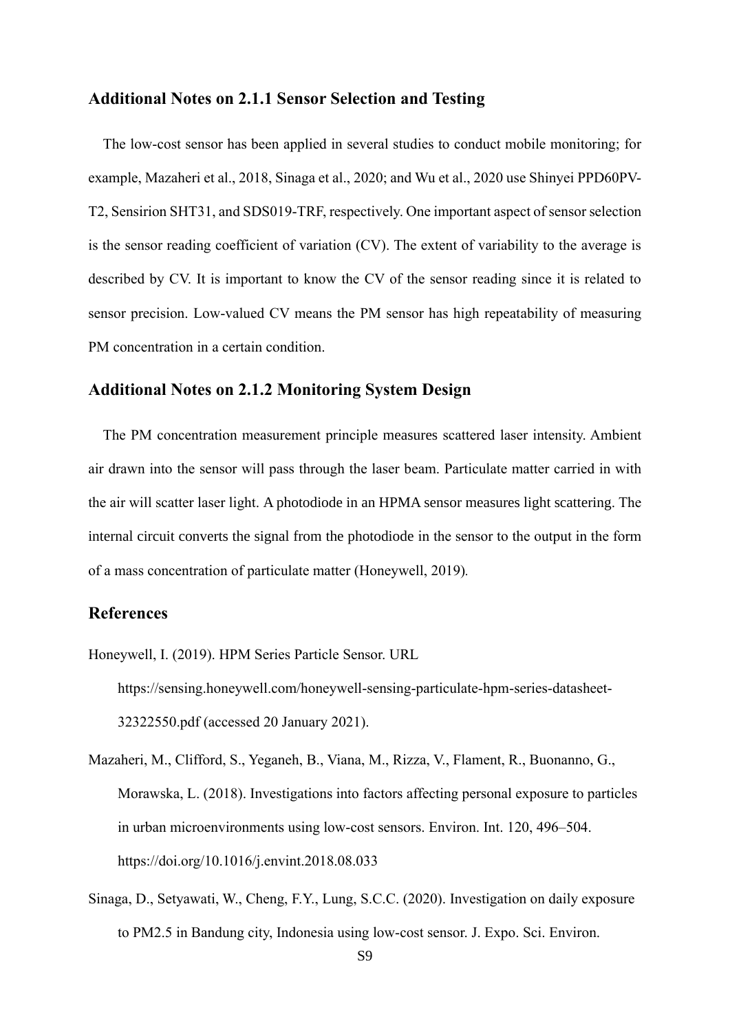## Additional Notes on 2.1.1 Sensor Selection and Testing

The low-cost sensor has been applied in several studies to conduct mobile monitoring; for example, Mazaheri et al., 2018, Sinaga et al., 2020; and Wu et al., 2020 use Shinyei PPD60PV-T2, Sensirion SHT31, and SDS019-TRF, respectively. One important aspect of sensor selection is the sensor reading coefficient of variation (CV). The extent of variability to the average is described by CV. It is important to know the CV of the sensor reading since it is related to sensor precision. Low-valued CV means the PM sensor has high repeatability of measuring PM concentration in a certain condition.

## Additional Notes on 2.1.2 Monitoring System Design

The PM concentration measurement principle measures scattered laser intensity. Ambient air drawn into the sensor will pass through the laser beam. Particulate matter carried in with the air will scatter laser light. A photodiode in an HPMA sensor measures light scattering. The internal circuit converts the signal from the photodiode in the sensor to the output in the form of a mass concentration of particulate matter (Honeywell, 2019).

## References

Honeywell, I. (2019). HPM Series Particle Sensor. URL https://sensing.honeywell.com/honeywell-sensing-particulate-hpm-series-datasheet-32322550.pdf (accessed 20 January 2021).

Mazaheri, M., Clifford, S., Yeganeh, B., Viana, M., Rizza, V., Flament, R., Buonanno, G., Morawska, L. (2018). Investigations into factors affecting personal exposure to particles in urban microenvironments using low-cost sensors. Environ. Int. 120, 496–504. https://doi.org/10.1016/j.envint.2018.08.033

Sinaga, D., Setyawati, W., Cheng, F.Y., Lung, S.C.C. (2020). Investigation on daily exposure to PM2.5 in Bandung city, Indonesia using low-cost sensor. J. Expo. Sci. Environ.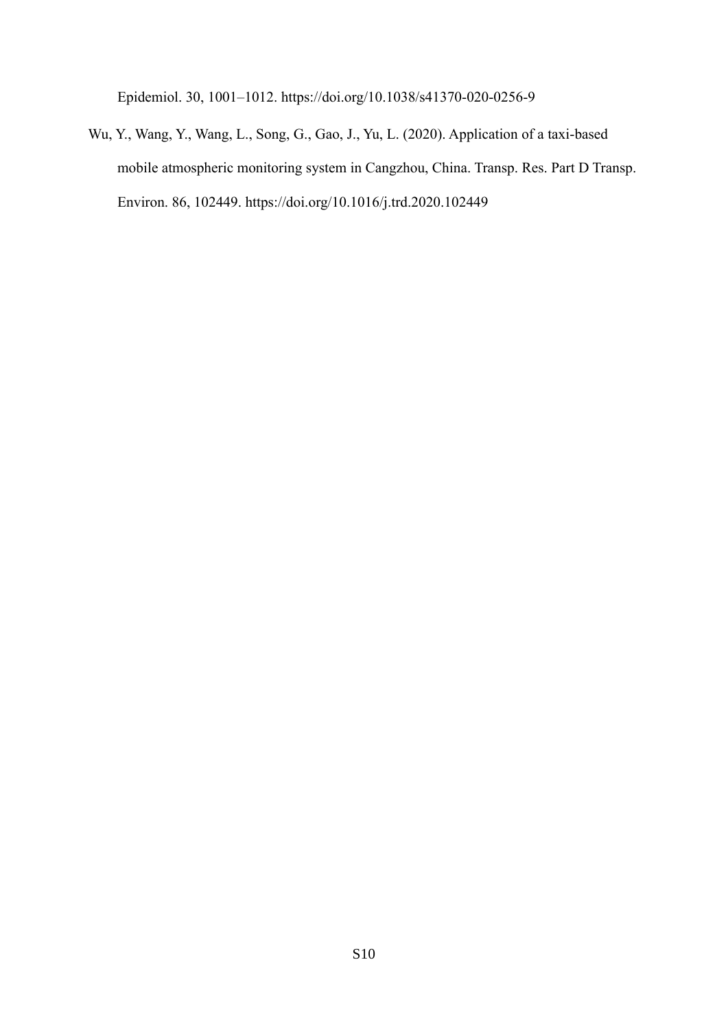Epidemiol. 30, 1001–1012. https://doi.org/10.1038/s41370-020-0256-9

Wu, Y., Wang, Y., Wang, L., Song, G., Gao, J., Yu, L. (2020). Application of a taxi-based mobile atmospheric monitoring system in Cangzhou, China. Transp. Res. Part D Transp. Environ. 86, 102449. https://doi.org/10.1016/j.trd.2020.102449